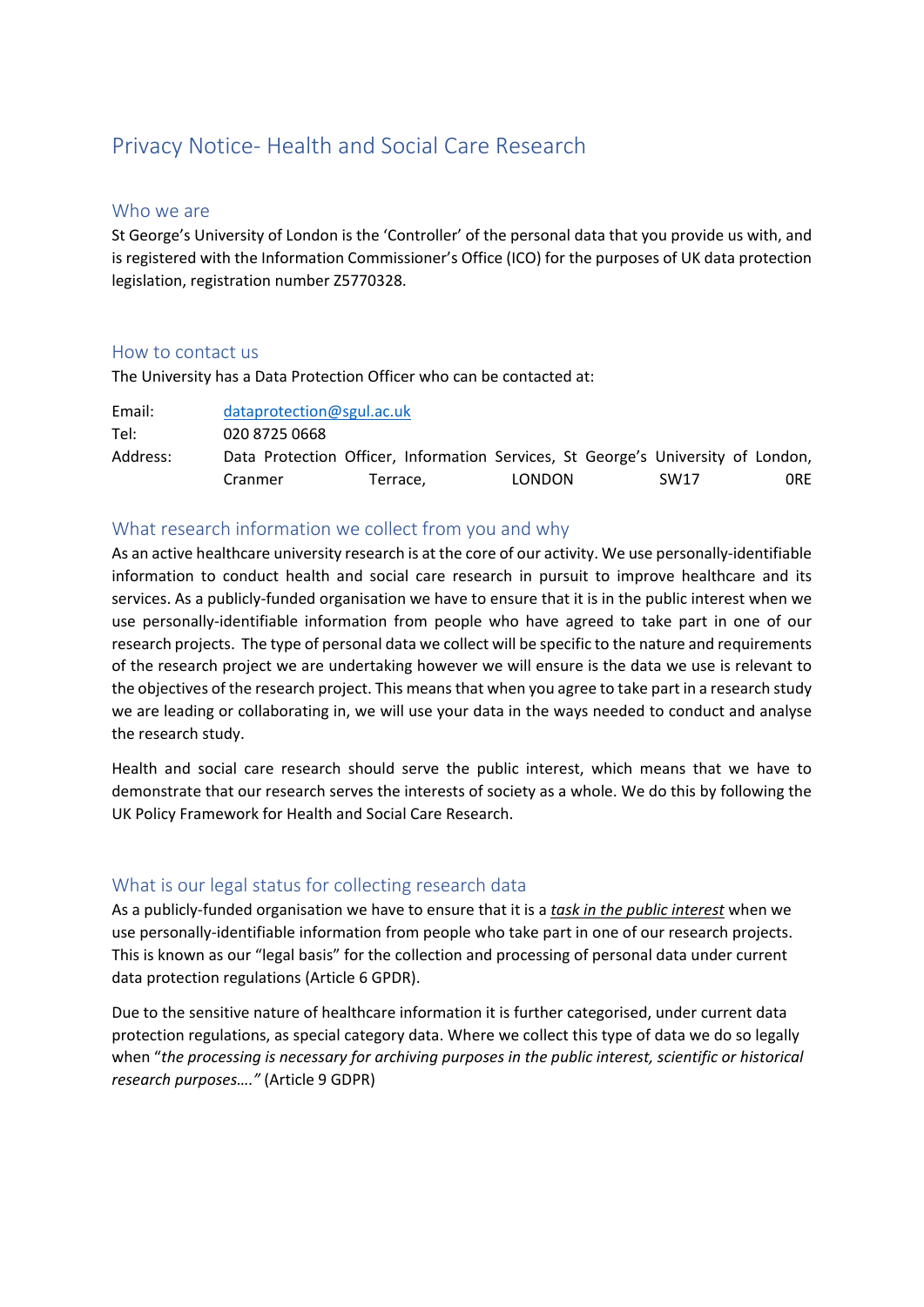# Privacy Notice- Health and Social Care Research

## Who we are

St George's University of London is the 'Controller' of the personal data that you provide us with, and is registered with the Information Commissioner's Office (ICO) for the purposes of UK data protection legislation, registration number Z5770328.

## How to contact us

The University has a Data Protection Officer who can be contacted at:

| | |
|---|---|
| Email: | dataprotection@sgul.ac.uk |
| Tel: | 020 8725 0668 |
| Address: | Data Protection Officer, Information Services, St George's University of London, Cranmer Terrace, LONDON SW17 0RE |

## What research information we collect from you and why

As an active healthcare university research is at the core of our activity. We use personally-identifiable information to conduct health and social care research in pursuit to improve healthcare and its services. As a publicly-funded organisation we have to ensure that it is in the public interest when we use personally-identifiable information from people who have agreed to take part in one of our research projects. The type of personal data we collect will be specific to the nature and requirements of the research project we are undertaking however we will ensure is the data we use is relevant to the objectives of the research project. This means that when you agree to take part in a research study we are leading or collaborating in, we will use your data in the ways needed to conduct and analyse the research study.

Health and social care research should serve the public interest, which means that we have to demonstrate that our research serves the interests of society as a whole. We do this by following the UK Policy Framework for Health and Social Care Research.

## What is our legal status for collecting research data

As a publicly-funded organisation we have to ensure that it is a ***task in the public interest*** when we use personally-identifiable information from people who take part in one of our research projects. This is known as our "legal basis" for the collection and processing of personal data under current data protection regulations (Article 6 GPDR).

Due to the sensitive nature of healthcare information it is further categorised, under current data protection regulations, as special category data. Where we collect this type of data we do so legally when "*the processing is necessary for archiving purposes in the public interest, scientific or historical research purposes…."* (Article 9 GDPR)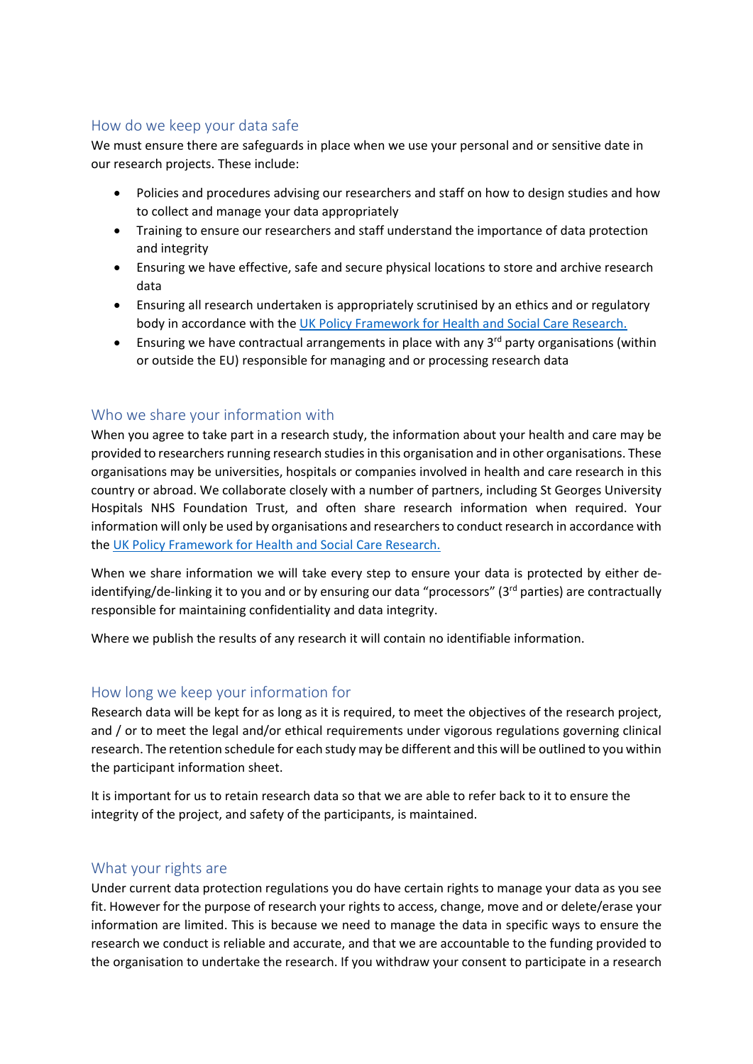## How do we keep your data safe

We must ensure there are safeguards in place when we use your personal and or sensitive date in our research projects. These include:

- Policies and procedures advising our researchers and staff on how to design studies and how to collect and manage your data appropriately
- Training to ensure our researchers and staff understand the importance of data protection and integrity
- Ensuring we have effective, safe and secure physical locations to store and archive research data
- Ensuring all research undertaken is appropriately scrutinised by an ethics and or regulatory body in accordance with the UK Policy Framework for Health and Social Care Research.
- Ensuring we have contractual arrangements in place with any 3rd party organisations (within or outside the EU) responsible for managing and or processing research data

## Who we share your information with

When you agree to take part in a research study, the information about your health and care may be provided to researchers running research studies in this organisation and in other organisations. These organisations may be universities, hospitals or companies involved in health and care research in this country or abroad. We collaborate closely with a number of partners, including St Georges University Hospitals NHS Foundation Trust, and often share research information when required. Your information will only be used by organisations and researchers to conduct research in accordance with the UK Policy Framework for Health and Social Care Research.

When we share information we will take every step to ensure your data is protected by either de-identifying/de-linking it to you and or by ensuring our data "processors" (3rd parties) are contractually responsible for maintaining confidentiality and data integrity.

Where we publish the results of any research it will contain no identifiable information.

## How long we keep your information for

Research data will be kept for as long as it is required, to meet the objectives of the research project, and / or to meet the legal and/or ethical requirements under vigorous regulations governing clinical research. The retention schedule for each study may be different and this will be outlined to you within the participant information sheet.

It is important for us to retain research data so that we are able to refer back to it to ensure the integrity of the project, and safety of the participants, is maintained.

## What your rights are

Under current data protection regulations you do have certain rights to manage your data as you see fit. However for the purpose of research your rights to access, change, move and or delete/erase your information are limited. This is because we need to manage the data in specific ways to ensure the research we conduct is reliable and accurate, and that we are accountable to the funding provided to the organisation to undertake the research. If you withdraw your consent to participate in a research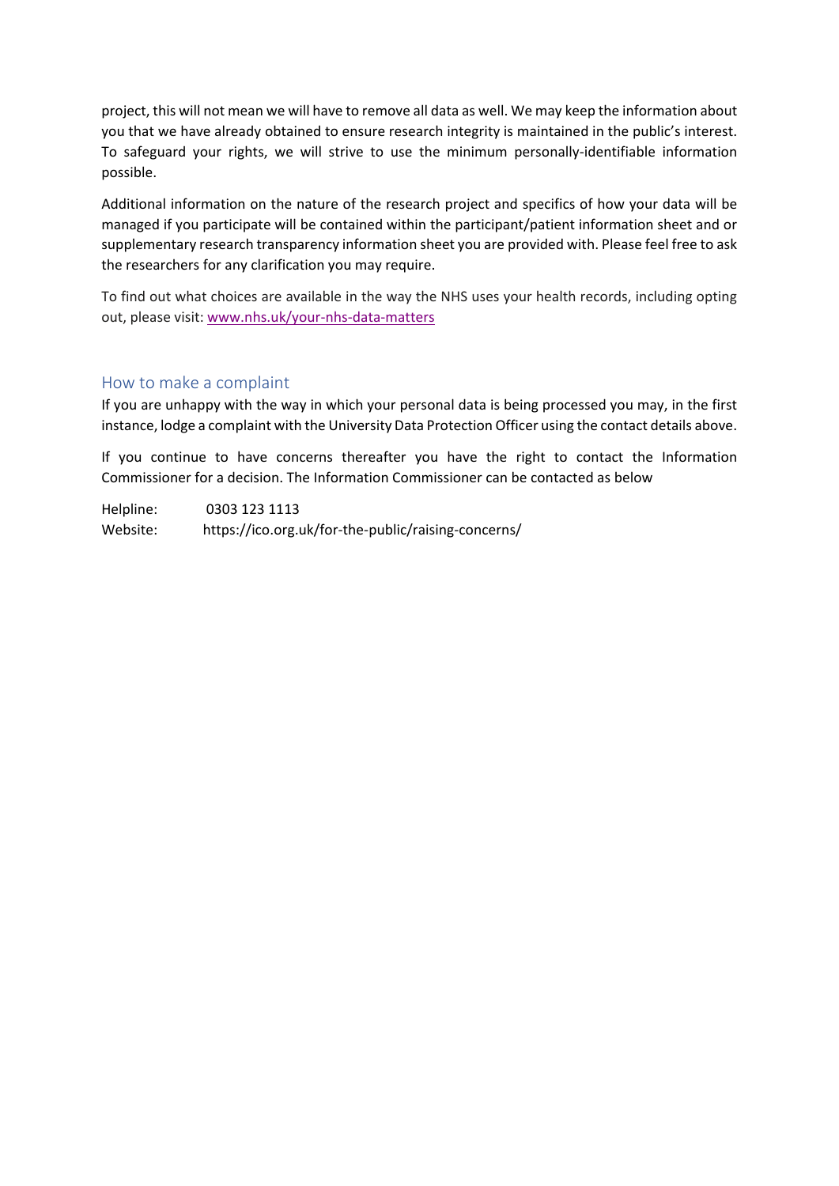project, this will not mean we will have to remove all data as well. We may keep the information about you that we have already obtained to ensure research integrity is maintained in the public's interest. To safeguard your rights, we will strive to use the minimum personally-identifiable information possible.

Additional information on the nature of the research project and specifics of how your data will be managed if you participate will be contained within the participant/patient information sheet and or supplementary research transparency information sheet you are provided with. Please feel free to ask the researchers for any clarification you may require.

To find out what choices are available in the way the NHS uses your health records, including opting out, please visit: [www.nhs.uk/your-nhs-data-matters](www.nhs.uk/your-nhs-data-matters)

## How to make a complaint

If you are unhappy with the way in which your personal data is being processed you may, in the first instance, lodge a complaint with the University Data Protection Officer using the contact details above.

If you continue to have concerns thereafter you have the right to contact the Information Commissioner for a decision. The Information Commissioner can be contacted as below

Helpline: 0303 123 1113
Website: https://ico.org.uk/for-the-public/raising-concerns/